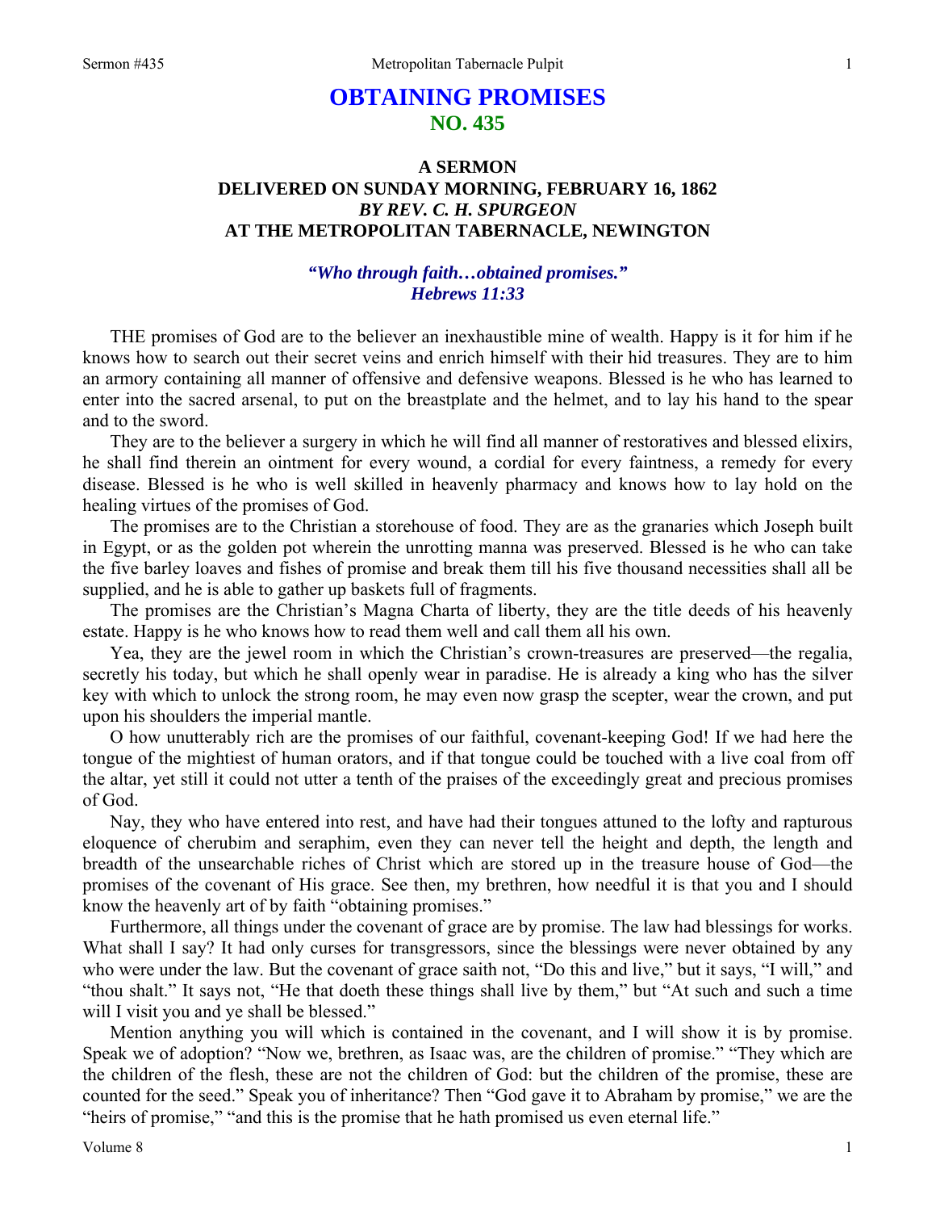# OBTAINING PROMISES

## NO. 435

### A SERMON
### DELIVERED ON SUNDAY MORNING, FEBRUARY 16, 1862
### *BY REV. C. H. SPURGEON*
### AT THE METROPOLITAN TABERNACLE, NEWINGTON

***"Who through faith…obtained promises."***
***Hebrews 11:33***

THE promises of God are to the believer an inexhaustible mine of wealth. Happy is it for him if he knows how to search out their secret veins and enrich himself with their hid treasures. They are to him an armory containing all manner of offensive and defensive weapons. Blessed is he who has learned to enter into the sacred arsenal, to put on the breastplate and the helmet, and to lay his hand to the spear and to the sword.

They are to the believer a surgery in which he will find all manner of restoratives and blessed elixirs, he shall find therein an ointment for every wound, a cordial for every faintness, a remedy for every disease. Blessed is he who is well skilled in heavenly pharmacy and knows how to lay hold on the healing virtues of the promises of God.

The promises are to the Christian a storehouse of food. They are as the granaries which Joseph built in Egypt, or as the golden pot wherein the unrotting manna was preserved. Blessed is he who can take the five barley loaves and fishes of promise and break them till his five thousand necessities shall all be supplied, and he is able to gather up baskets full of fragments.

The promises are the Christian's Magna Charta of liberty, they are the title deeds of his heavenly estate. Happy is he who knows how to read them well and call them all his own.

Yea, they are the jewel room in which the Christian's crown-treasures are preserved—the regalia, secretly his today, but which he shall openly wear in paradise. He is already a king who has the silver key with which to unlock the strong room, he may even now grasp the scepter, wear the crown, and put upon his shoulders the imperial mantle.

O how unutterably rich are the promises of our faithful, covenant-keeping God! If we had here the tongue of the mightiest of human orators, and if that tongue could be touched with a live coal from off the altar, yet still it could not utter a tenth of the praises of the exceedingly great and precious promises of God.

Nay, they who have entered into rest, and have had their tongues attuned to the lofty and rapturous eloquence of cherubim and seraphim, even they can never tell the height and depth, the length and breadth of the unsearchable riches of Christ which are stored up in the treasure house of God—the promises of the covenant of His grace. See then, my brethren, how needful it is that you and I should know the heavenly art of by faith "obtaining promises."

Furthermore, all things under the covenant of grace are by promise. The law had blessings for works. What shall I say? It had only curses for transgressors, since the blessings were never obtained by any who were under the law. But the covenant of grace saith not, "Do this and live," but it says, "I will," and "thou shalt." It says not, "He that doeth these things shall live by them," but "At such and such a time will I visit you and ye shall be blessed."

Mention anything you will which is contained in the covenant, and I will show it is by promise. Speak we of adoption? "Now we, brethren, as Isaac was, are the children of promise." "They which are the children of the flesh, these are not the children of God: but the children of the promise, these are counted for the seed." Speak you of inheritance? Then "God gave it to Abraham by promise," we are the "heirs of promise," "and this is the promise that he hath promised us even eternal life."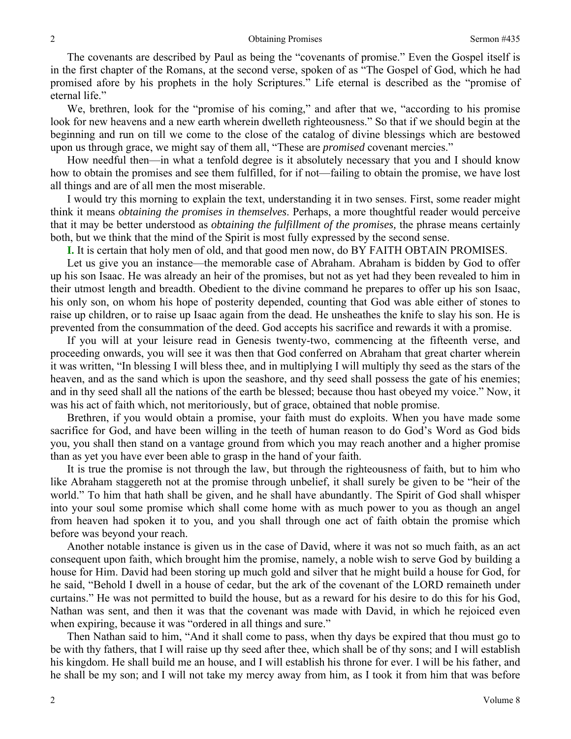The covenants are described by Paul as being the "covenants of promise." Even the Gospel itself is in the first chapter of the Romans, at the second verse, spoken of as "The Gospel of God, which he had promised afore by his prophets in the holy Scriptures." Life eternal is described as the "promise of eternal life."

We, brethren, look for the "promise of his coming," and after that we, "according to his promise look for new heavens and a new earth wherein dwelleth righteousness." So that if we should begin at the beginning and run on till we come to the close of the catalog of divine blessings which are bestowed upon us through grace, we might say of them all, "These are *promised* covenant mercies."

How needful then—in what a tenfold degree is it absolutely necessary that you and I should know how to obtain the promises and see them fulfilled, for if not—failing to obtain the promise, we have lost all things and are of all men the most miserable.

I would try this morning to explain the text, understanding it in two senses. First, some reader might think it means *obtaining the promises in themselves*. Perhaps, a more thoughtful reader would perceive that it may be better understood as *obtaining the fulfillment of the promises,* the phrase means certainly both, but we think that the mind of the Spirit is most fully expressed by the second sense.

**I.** It is certain that holy men of old, and that good men now, do BY FAITH OBTAIN PROMISES.

Let us give you an instance—the memorable case of Abraham. Abraham is bidden by God to offer up his son Isaac. He was already an heir of the promises, but not as yet had they been revealed to him in their utmost length and breadth. Obedient to the divine command he prepares to offer up his son Isaac, his only son, on whom his hope of posterity depended, counting that God was able either of stones to raise up children, or to raise up Isaac again from the dead. He unsheathes the knife to slay his son. He is prevented from the consummation of the deed. God accepts his sacrifice and rewards it with a promise.

If you will at your leisure read in Genesis twenty-two, commencing at the fifteenth verse, and proceeding onwards, you will see it was then that God conferred on Abraham that great charter wherein it was written, "In blessing I will bless thee, and in multiplying I will multiply thy seed as the stars of the heaven, and as the sand which is upon the seashore, and thy seed shall possess the gate of his enemies; and in thy seed shall all the nations of the earth be blessed; because thou hast obeyed my voice." Now, it was his act of faith which, not meritoriously, but of grace, obtained that noble promise.

Brethren, if you would obtain a promise, your faith must do exploits. When you have made some sacrifice for God, and have been willing in the teeth of human reason to do God's Word as God bids you, you shall then stand on a vantage ground from which you may reach another and a higher promise than as yet you have ever been able to grasp in the hand of your faith.

It is true the promise is not through the law, but through the righteousness of faith, but to him who like Abraham staggereth not at the promise through unbelief, it shall surely be given to be "heir of the world." To him that hath shall be given, and he shall have abundantly. The Spirit of God shall whisper into your soul some promise which shall come home with as much power to you as though an angel from heaven had spoken it to you, and you shall through one act of faith obtain the promise which before was beyond your reach.

Another notable instance is given us in the case of David, where it was not so much faith, as an act consequent upon faith, which brought him the promise, namely, a noble wish to serve God by building a house for Him. David had been storing up much gold and silver that he might build a house for God, for he said, "Behold I dwell in a house of cedar, but the ark of the covenant of the LORD remaineth under curtains." He was not permitted to build the house, but as a reward for his desire to do this for his God, Nathan was sent, and then it was that the covenant was made with David, in which he rejoiced even when expiring, because it was "ordered in all things and sure."

Then Nathan said to him, "And it shall come to pass, when thy days be expired that thou must go to be with thy fathers, that I will raise up thy seed after thee, which shall be of thy sons; and I will establish his kingdom. He shall build me an house, and I will establish his throne for ever. I will be his father, and he shall be my son; and I will not take my mercy away from him, as I took it from him that was before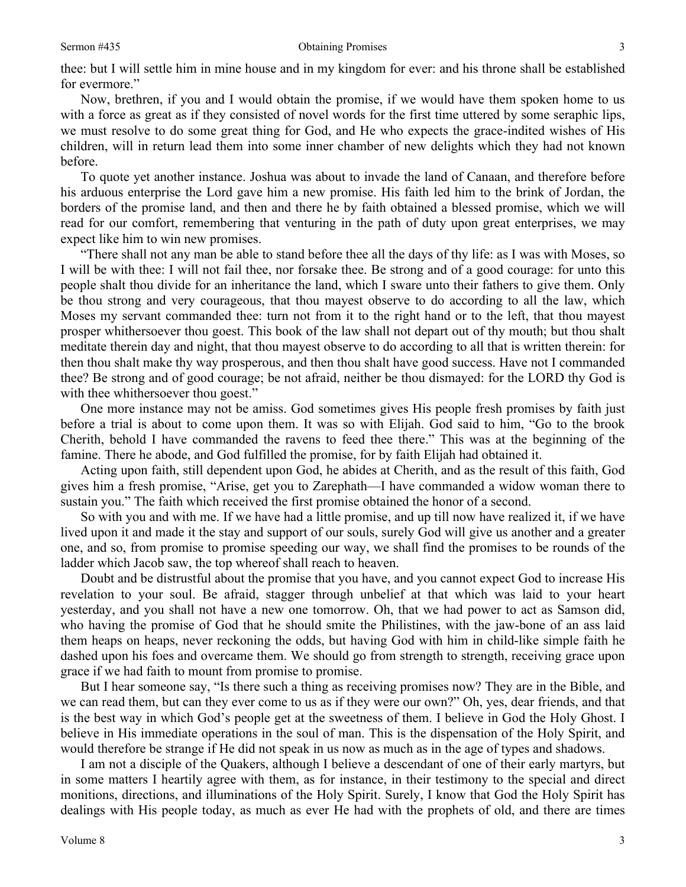thee: but I will settle him in mine house and in my kingdom for ever: and his throne shall be established for evermore."

Now, brethren, if you and I would obtain the promise, if we would have them spoken home to us with a force as great as if they consisted of novel words for the first time uttered by some seraphic lips, we must resolve to do some great thing for God, and He who expects the grace-indited wishes of His children, will in return lead them into some inner chamber of new delights which they had not known before.

To quote yet another instance. Joshua was about to invade the land of Canaan, and therefore before his arduous enterprise the Lord gave him a new promise. His faith led him to the brink of Jordan, the borders of the promise land, and then and there he by faith obtained a blessed promise, which we will read for our comfort, remembering that venturing in the path of duty upon great enterprises, we may expect like him to win new promises.

"There shall not any man be able to stand before thee all the days of thy life: as I was with Moses, so I will be with thee: I will not fail thee, nor forsake thee. Be strong and of a good courage: for unto this people shalt thou divide for an inheritance the land, which I sware unto their fathers to give them. Only be thou strong and very courageous, that thou mayest observe to do according to all the law, which Moses my servant commanded thee: turn not from it to the right hand or to the left, that thou mayest prosper whithersoever thou goest. This book of the law shall not depart out of thy mouth; but thou shalt meditate therein day and night, that thou mayest observe to do according to all that is written therein: for then thou shalt make thy way prosperous, and then thou shalt have good success. Have not I commanded thee? Be strong and of good courage; be not afraid, neither be thou dismayed: for the LORD thy God is with thee whithersoever thou goest."

One more instance may not be amiss. God sometimes gives His people fresh promises by faith just before a trial is about to come upon them. It was so with Elijah. God said to him, "Go to the brook Cherith, behold I have commanded the ravens to feed thee there." This was at the beginning of the famine. There he abode, and God fulfilled the promise, for by faith Elijah had obtained it.

Acting upon faith, still dependent upon God, he abides at Cherith, and as the result of this faith, God gives him a fresh promise, "Arise, get you to Zarephath—I have commanded a widow woman there to sustain you." The faith which received the first promise obtained the honor of a second.

So with you and with me. If we have had a little promise, and up till now have realized it, if we have lived upon it and made it the stay and support of our souls, surely God will give us another and a greater one, and so, from promise to promise speeding our way, we shall find the promises to be rounds of the ladder which Jacob saw, the top whereof shall reach to heaven.

Doubt and be distrustful about the promise that you have, and you cannot expect God to increase His revelation to your soul. Be afraid, stagger through unbelief at that which was laid to your heart yesterday, and you shall not have a new one tomorrow. Oh, that we had power to act as Samson did, who having the promise of God that he should smite the Philistines, with the jaw-bone of an ass laid them heaps on heaps, never reckoning the odds, but having God with him in child-like simple faith he dashed upon his foes and overcame them. We should go from strength to strength, receiving grace upon grace if we had faith to mount from promise to promise.

But I hear someone say, "Is there such a thing as receiving promises now? They are in the Bible, and we can read them, but can they ever come to us as if they were our own?" Oh, yes, dear friends, and that is the best way in which God's people get at the sweetness of them. I believe in God the Holy Ghost. I believe in His immediate operations in the soul of man. This is the dispensation of the Holy Spirit, and would therefore be strange if He did not speak in us now as much as in the age of types and shadows.

I am not a disciple of the Quakers, although I believe a descendant of one of their early martyrs, but in some matters I heartily agree with them, as for instance, in their testimony to the special and direct monitions, directions, and illuminations of the Holy Spirit. Surely, I know that God the Holy Spirit has dealings with His people today, as much as ever He had with the prophets of old, and there are times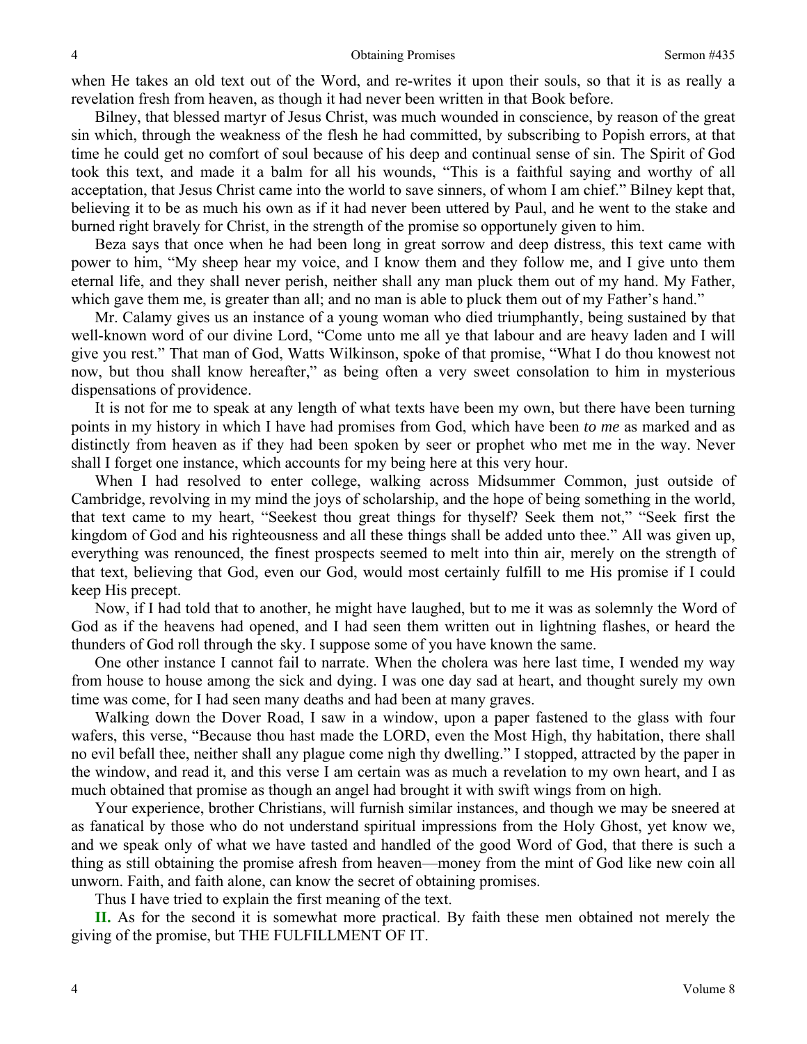when He takes an old text out of the Word, and re-writes it upon their souls, so that it is as really a revelation fresh from heaven, as though it had never been written in that Book before.

Bilney, that blessed martyr of Jesus Christ, was much wounded in conscience, by reason of the great sin which, through the weakness of the flesh he had committed, by subscribing to Popish errors, at that time he could get no comfort of soul because of his deep and continual sense of sin. The Spirit of God took this text, and made it a balm for all his wounds, "This is a faithful saying and worthy of all acceptation, that Jesus Christ came into the world to save sinners, of whom I am chief." Bilney kept that, believing it to be as much his own as if it had never been uttered by Paul, and he went to the stake and burned right bravely for Christ, in the strength of the promise so opportunely given to him.

Beza says that once when he had been long in great sorrow and deep distress, this text came with power to him, "My sheep hear my voice, and I know them and they follow me, and I give unto them eternal life, and they shall never perish, neither shall any man pluck them out of my hand. My Father, which gave them me, is greater than all; and no man is able to pluck them out of my Father's hand."

Mr. Calamy gives us an instance of a young woman who died triumphantly, being sustained by that well-known word of our divine Lord, "Come unto me all ye that labour and are heavy laden and I will give you rest." That man of God, Watts Wilkinson, spoke of that promise, "What I do thou knowest not now, but thou shall know hereafter," as being often a very sweet consolation to him in mysterious dispensations of providence.

It is not for me to speak at any length of what texts have been my own, but there have been turning points in my history in which I have had promises from God, which have been *to me* as marked and as distinctly from heaven as if they had been spoken by seer or prophet who met me in the way. Never shall I forget one instance, which accounts for my being here at this very hour.

When I had resolved to enter college, walking across Midsummer Common, just outside of Cambridge, revolving in my mind the joys of scholarship, and the hope of being something in the world, that text came to my heart, "Seekest thou great things for thyself? Seek them not," "Seek first the kingdom of God and his righteousness and all these things shall be added unto thee." All was given up, everything was renounced, the finest prospects seemed to melt into thin air, merely on the strength of that text, believing that God, even our God, would most certainly fulfill to me His promise if I could keep His precept.

Now, if I had told that to another, he might have laughed, but to me it was as solemnly the Word of God as if the heavens had opened, and I had seen them written out in lightning flashes, or heard the thunders of God roll through the sky. I suppose some of you have known the same.

One other instance I cannot fail to narrate. When the cholera was here last time, I wended my way from house to house among the sick and dying. I was one day sad at heart, and thought surely my own time was come, for I had seen many deaths and had been at many graves.

Walking down the Dover Road, I saw in a window, upon a paper fastened to the glass with four wafers, this verse, "Because thou hast made the LORD, even the Most High, thy habitation, there shall no evil befall thee, neither shall any plague come nigh thy dwelling." I stopped, attracted by the paper in the window, and read it, and this verse I am certain was as much a revelation to my own heart, and I as much obtained that promise as though an angel had brought it with swift wings from on high.

Your experience, brother Christians, will furnish similar instances, and though we may be sneered at as fanatical by those who do not understand spiritual impressions from the Holy Ghost, yet know we, and we speak only of what we have tasted and handled of the good Word of God, that there is such a thing as still obtaining the promise afresh from heaven—money from the mint of God like new coin all unworn. Faith, and faith alone, can know the secret of obtaining promises.

Thus I have tried to explain the first meaning of the text.

**II.** As for the second it is somewhat more practical. By faith these men obtained not merely the giving of the promise, but THE FULFILLMENT OF IT.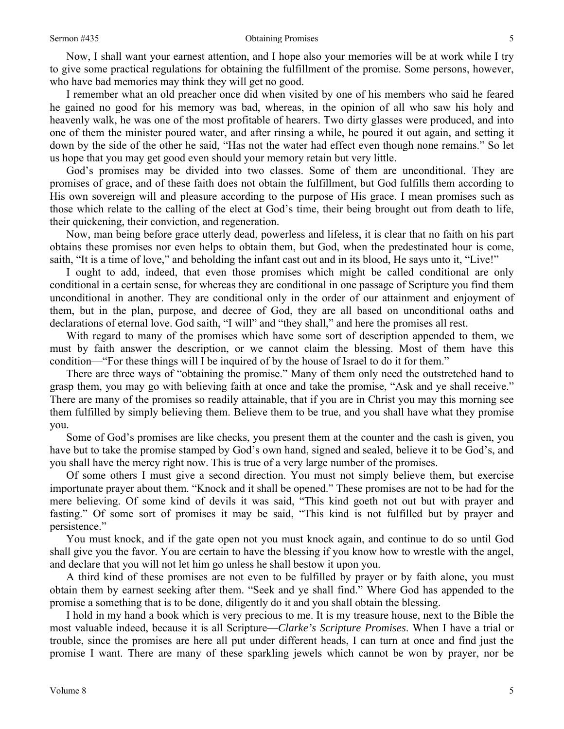Now, I shall want your earnest attention, and I hope also your memories will be at work while I try to give some practical regulations for obtaining the fulfillment of the promise. Some persons, however, who have bad memories may think they will get no good.

I remember what an old preacher once did when visited by one of his members who said he feared he gained no good for his memory was bad, whereas, in the opinion of all who saw his holy and heavenly walk, he was one of the most profitable of hearers. Two dirty glasses were produced, and into one of them the minister poured water, and after rinsing a while, he poured it out again, and setting it down by the side of the other he said, "Has not the water had effect even though none remains." So let us hope that you may get good even should your memory retain but very little.

God's promises may be divided into two classes. Some of them are unconditional. They are promises of grace, and of these faith does not obtain the fulfillment, but God fulfills them according to His own sovereign will and pleasure according to the purpose of His grace. I mean promises such as those which relate to the calling of the elect at God's time, their being brought out from death to life, their quickening, their conviction, and regeneration.

Now, man being before grace utterly dead, powerless and lifeless, it is clear that no faith on his part obtains these promises nor even helps to obtain them, but God, when the predestinated hour is come, saith, "It is a time of love," and beholding the infant cast out and in its blood, He says unto it, "Live!"

I ought to add, indeed, that even those promises which might be called conditional are only conditional in a certain sense, for whereas they are conditional in one passage of Scripture you find them unconditional in another. They are conditional only in the order of our attainment and enjoyment of them, but in the plan, purpose, and decree of God, they are all based on unconditional oaths and declarations of eternal love. God saith, "I will" and "they shall," and here the promises all rest.

With regard to many of the promises which have some sort of description appended to them, we must by faith answer the description, or we cannot claim the blessing. Most of them have this condition—"For these things will I be inquired of by the house of Israel to do it for them."

There are three ways of "obtaining the promise." Many of them only need the outstretched hand to grasp them, you may go with believing faith at once and take the promise, "Ask and ye shall receive." There are many of the promises so readily attainable, that if you are in Christ you may this morning see them fulfilled by simply believing them. Believe them to be true, and you shall have what they promise you.

Some of God's promises are like checks, you present them at the counter and the cash is given, you have but to take the promise stamped by God's own hand, signed and sealed, believe it to be God's, and you shall have the mercy right now. This is true of a very large number of the promises.

Of some others I must give a second direction. You must not simply believe them, but exercise importunate prayer about them. "Knock and it shall be opened." These promises are not to be had for the mere believing. Of some kind of devils it was said, "This kind goeth not out but with prayer and fasting." Of some sort of promises it may be said, "This kind is not fulfilled but by prayer and persistence."

You must knock, and if the gate open not you must knock again, and continue to do so until God shall give you the favor. You are certain to have the blessing if you know how to wrestle with the angel, and declare that you will not let him go unless he shall bestow it upon you.

A third kind of these promises are not even to be fulfilled by prayer or by faith alone, you must obtain them by earnest seeking after them. "Seek and ye shall find." Where God has appended to the promise a something that is to be done, diligently do it and you shall obtain the blessing.

I hold in my hand a book which is very precious to me. It is my treasure house, next to the Bible the most valuable indeed, because it is all Scripture—*Clarke's Scripture Promises*. When I have a trial or trouble, since the promises are here all put under different heads, I can turn at once and find just the promise I want. There are many of these sparkling jewels which cannot be won by prayer, nor be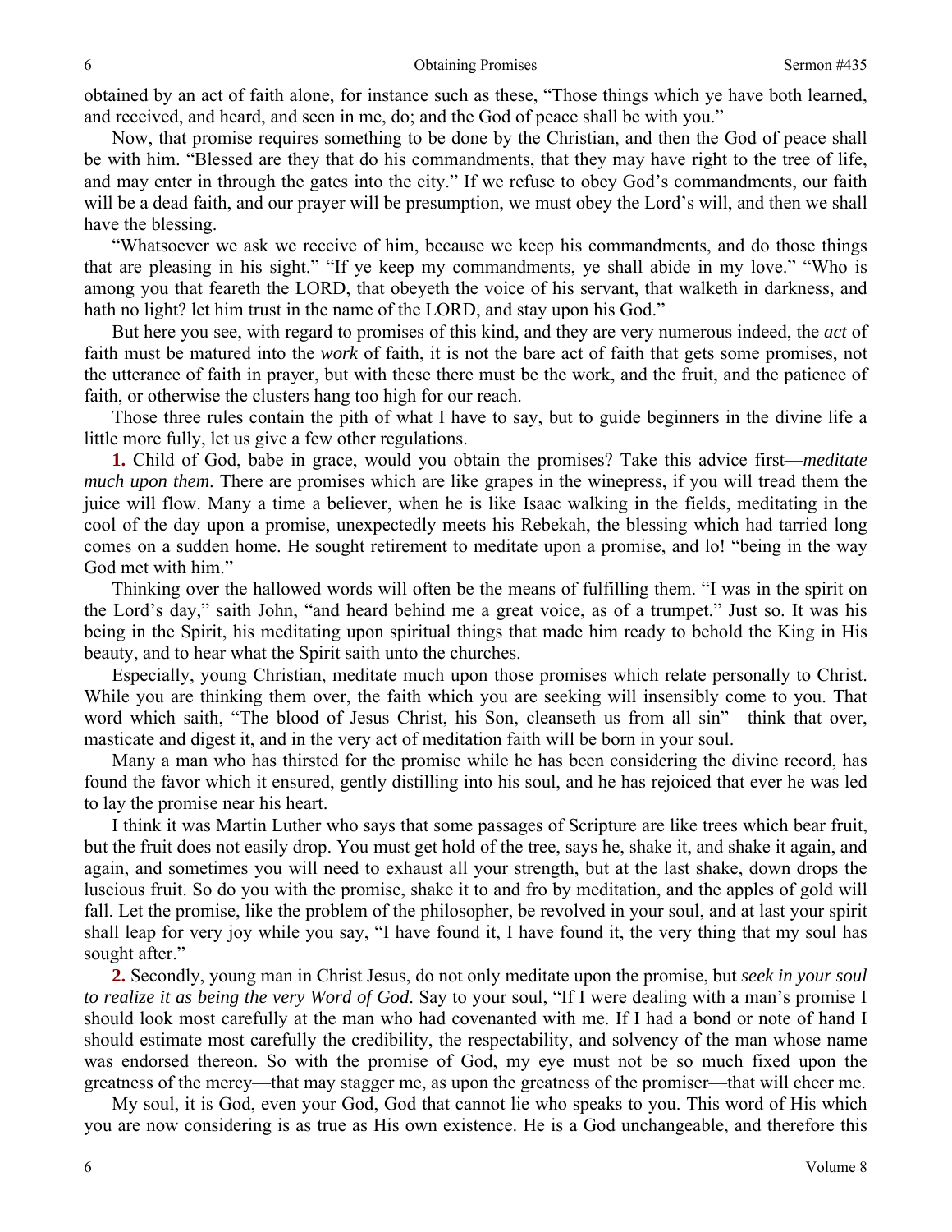obtained by an act of faith alone, for instance such as these, "Those things which ye have both learned, and received, and heard, and seen in me, do; and the God of peace shall be with you."

Now, that promise requires something to be done by the Christian, and then the God of peace shall be with him. "Blessed are they that do his commandments, that they may have right to the tree of life, and may enter in through the gates into the city." If we refuse to obey God's commandments, our faith will be a dead faith, and our prayer will be presumption, we must obey the Lord's will, and then we shall have the blessing.

"Whatsoever we ask we receive of him, because we keep his commandments, and do those things that are pleasing in his sight." "If ye keep my commandments, ye shall abide in my love." "Who is among you that feareth the LORD, that obeyeth the voice of his servant, that walketh in darkness, and hath no light? let him trust in the name of the LORD, and stay upon his God."

But here you see, with regard to promises of this kind, and they are very numerous indeed, the *act* of faith must be matured into the *work* of faith, it is not the bare act of faith that gets some promises, not the utterance of faith in prayer, but with these there must be the work, and the fruit, and the patience of faith, or otherwise the clusters hang too high for our reach.

Those three rules contain the pith of what I have to say, but to guide beginners in the divine life a little more fully, let us give a few other regulations.

**1.** Child of God, babe in grace, would you obtain the promises? Take this advice first—*meditate much upon them*. There are promises which are like grapes in the winepress, if you will tread them the juice will flow. Many a time a believer, when he is like Isaac walking in the fields, meditating in the cool of the day upon a promise, unexpectedly meets his Rebekah, the blessing which had tarried long comes on a sudden home. He sought retirement to meditate upon a promise, and lo! "being in the way God met with him."

Thinking over the hallowed words will often be the means of fulfilling them. "I was in the spirit on the Lord's day," saith John, "and heard behind me a great voice, as of a trumpet." Just so. It was his being in the Spirit, his meditating upon spiritual things that made him ready to behold the King in His beauty, and to hear what the Spirit saith unto the churches.

Especially, young Christian, meditate much upon those promises which relate personally to Christ. While you are thinking them over, the faith which you are seeking will insensibly come to you. That word which saith, "The blood of Jesus Christ, his Son, cleanseth us from all sin"—think that over, masticate and digest it, and in the very act of meditation faith will be born in your soul.

Many a man who has thirsted for the promise while he has been considering the divine record, has found the favor which it ensured, gently distilling into his soul, and he has rejoiced that ever he was led to lay the promise near his heart.

I think it was Martin Luther who says that some passages of Scripture are like trees which bear fruit, but the fruit does not easily drop. You must get hold of the tree, says he, shake it, and shake it again, and again, and sometimes you will need to exhaust all your strength, but at the last shake, down drops the luscious fruit. So do you with the promise, shake it to and fro by meditation, and the apples of gold will fall. Let the promise, like the problem of the philosopher, be revolved in your soul, and at last your spirit shall leap for very joy while you say, "I have found it, I have found it, the very thing that my soul has sought after."

**2.** Secondly, young man in Christ Jesus, do not only meditate upon the promise, but *seek in your soul to realize it as being the very Word of God*. Say to your soul, "If I were dealing with a man's promise I should look most carefully at the man who had covenanted with me. If I had a bond or note of hand I should estimate most carefully the credibility, the respectability, and solvency of the man whose name was endorsed thereon. So with the promise of God, my eye must not be so much fixed upon the greatness of the mercy—that may stagger me, as upon the greatness of the promiser—that will cheer me.

My soul, it is God, even your God, God that cannot lie who speaks to you. This word of His which you are now considering is as true as His own existence. He is a God unchangeable, and therefore this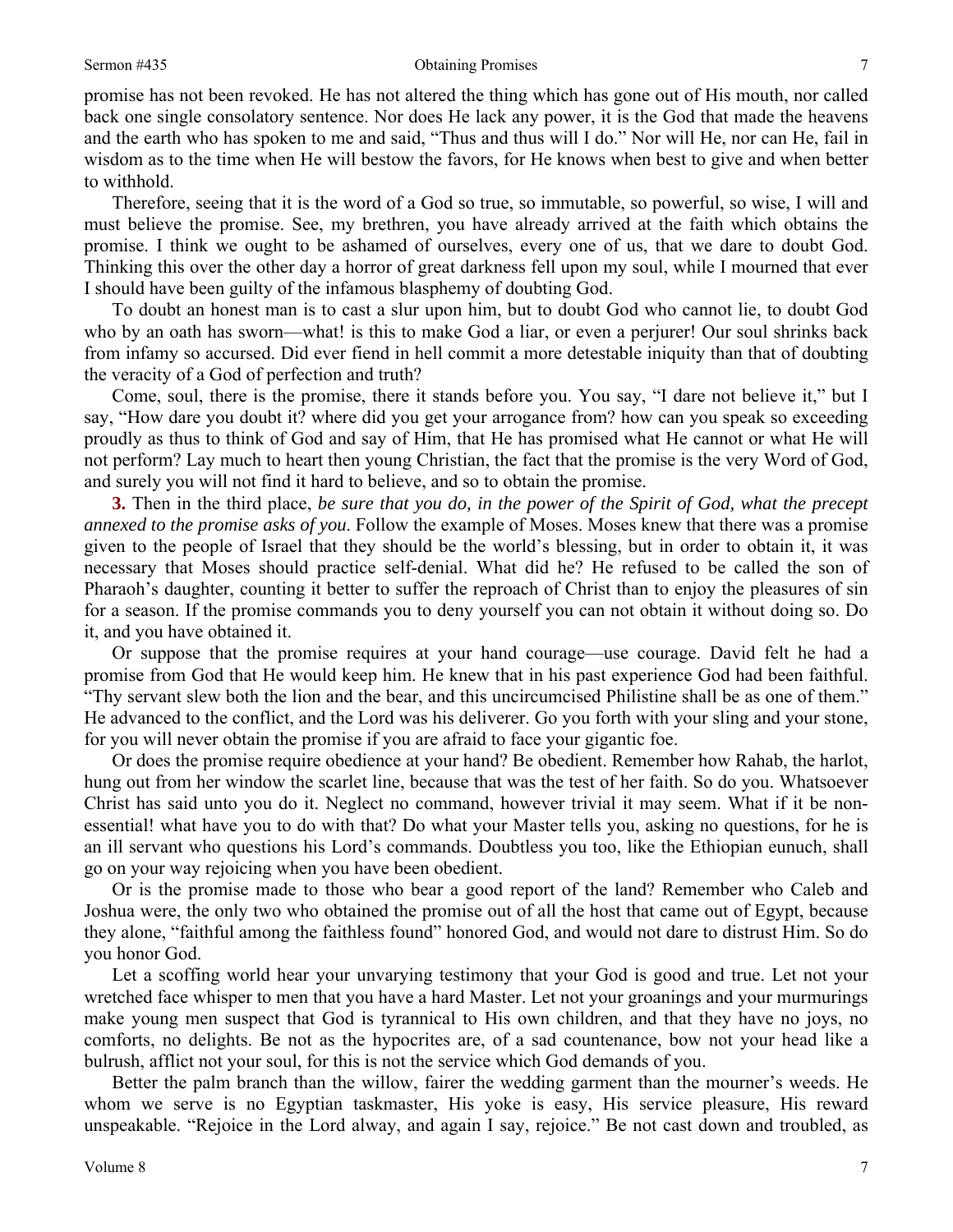promise has not been revoked. He has not altered the thing which has gone out of His mouth, nor called back one single consolatory sentence. Nor does He lack any power, it is the God that made the heavens and the earth who has spoken to me and said, "Thus and thus will I do." Nor will He, nor can He, fail in wisdom as to the time when He will bestow the favors, for He knows when best to give and when better to withhold.

Therefore, seeing that it is the word of a God so true, so immutable, so powerful, so wise, I will and must believe the promise. See, my brethren, you have already arrived at the faith which obtains the promise. I think we ought to be ashamed of ourselves, every one of us, that we dare to doubt God. Thinking this over the other day a horror of great darkness fell upon my soul, while I mourned that ever I should have been guilty of the infamous blasphemy of doubting God.

To doubt an honest man is to cast a slur upon him, but to doubt God who cannot lie, to doubt God who by an oath has sworn—what! is this to make God a liar, or even a perjurer! Our soul shrinks back from infamy so accursed. Did ever fiend in hell commit a more detestable iniquity than that of doubting the veracity of a God of perfection and truth?

Come, soul, there is the promise, there it stands before you. You say, "I dare not believe it," but I say, "How dare you doubt it? where did you get your arrogance from? how can you speak so exceeding proudly as thus to think of God and say of Him, that He has promised what He cannot or what He will not perform? Lay much to heart then young Christian, the fact that the promise is the very Word of God, and surely you will not find it hard to believe, and so to obtain the promise.

**3.** Then in the third place, *be sure that you do, in the power of the Spirit of God, what the precept annexed to the promise asks of you.* Follow the example of Moses. Moses knew that there was a promise given to the people of Israel that they should be the world's blessing, but in order to obtain it, it was necessary that Moses should practice self-denial. What did he? He refused to be called the son of Pharaoh's daughter, counting it better to suffer the reproach of Christ than to enjoy the pleasures of sin for a season. If the promise commands you to deny yourself you can not obtain it without doing so. Do it, and you have obtained it.

Or suppose that the promise requires at your hand courage—use courage. David felt he had a promise from God that He would keep him. He knew that in his past experience God had been faithful. "Thy servant slew both the lion and the bear, and this uncircumcised Philistine shall be as one of them." He advanced to the conflict, and the Lord was his deliverer. Go you forth with your sling and your stone, for you will never obtain the promise if you are afraid to face your gigantic foe.

Or does the promise require obedience at your hand? Be obedient. Remember how Rahab, the harlot, hung out from her window the scarlet line, because that was the test of her faith. So do you. Whatsoever Christ has said unto you do it. Neglect no command, however trivial it may seem. What if it be non-essential! what have you to do with that? Do what your Master tells you, asking no questions, for he is an ill servant who questions his Lord's commands. Doubtless you too, like the Ethiopian eunuch, shall go on your way rejoicing when you have been obedient.

Or is the promise made to those who bear a good report of the land? Remember who Caleb and Joshua were, the only two who obtained the promise out of all the host that came out of Egypt, because they alone, "faithful among the faithless found" honored God, and would not dare to distrust Him. So do you honor God.

Let a scoffing world hear your unvarying testimony that your God is good and true. Let not your wretched face whisper to men that you have a hard Master. Let not your groanings and your murmurings make young men suspect that God is tyrannical to His own children, and that they have no joys, no comforts, no delights. Be not as the hypocrites are, of a sad countenance, bow not your head like a bulrush, afflict not your soul, for this is not the service which God demands of you.

Better the palm branch than the willow, fairer the wedding garment than the mourner's weeds. He whom we serve is no Egyptian taskmaster, His yoke is easy, His service pleasure, His reward unspeakable. "Rejoice in the Lord alway, and again I say, rejoice." Be not cast down and troubled, as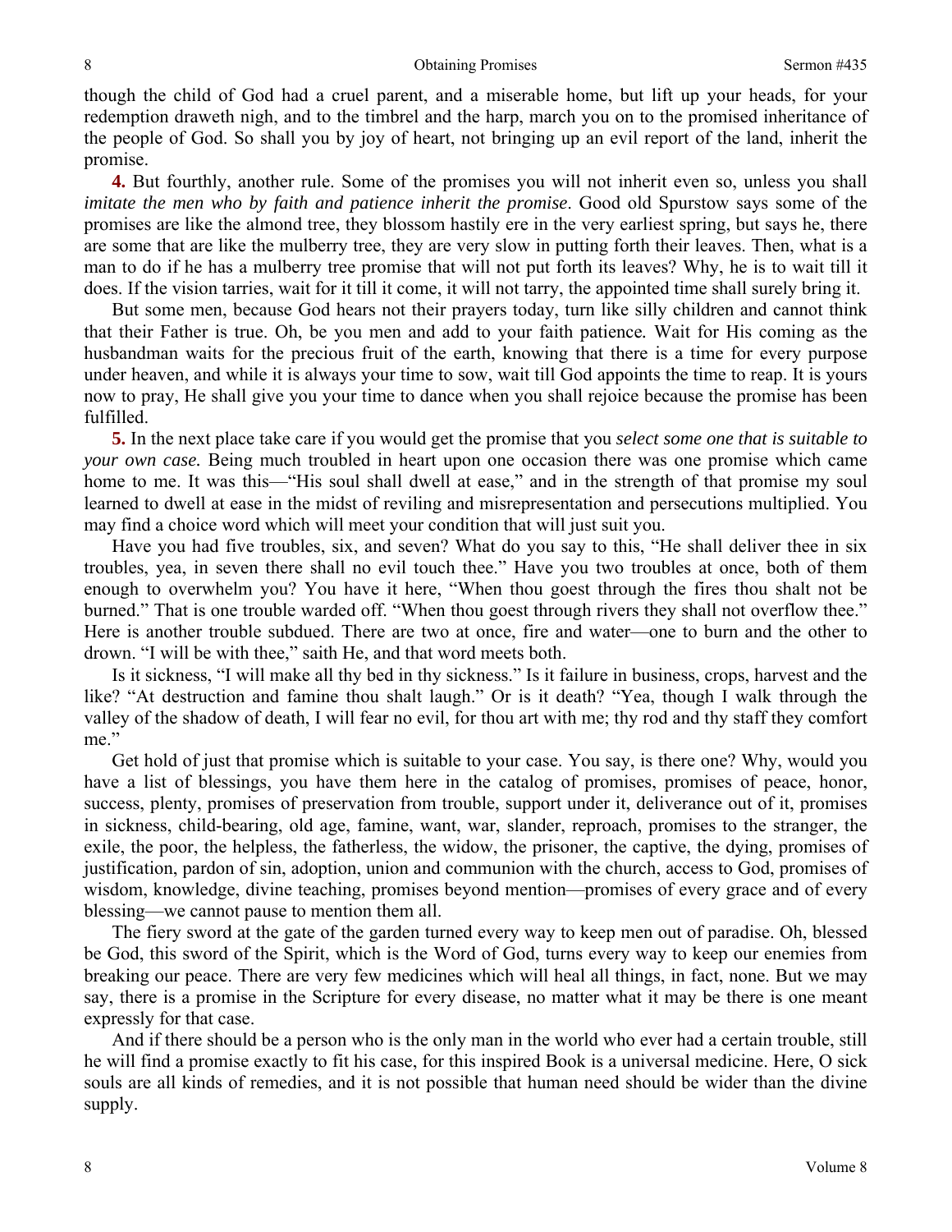though the child of God had a cruel parent, and a miserable home, but lift up your heads, for your redemption draweth nigh, and to the timbrel and the harp, march you on to the promised inheritance of the people of God. So shall you by joy of heart, not bringing up an evil report of the land, inherit the promise.

**4.** But fourthly, another rule. Some of the promises you will not inherit even so, unless you shall *imitate the men who by faith and patience inherit the promise*. Good old Spurstow says some of the promises are like the almond tree, they blossom hastily ere in the very earliest spring, but says he, there are some that are like the mulberry tree, they are very slow in putting forth their leaves. Then, what is a man to do if he has a mulberry tree promise that will not put forth its leaves? Why, he is to wait till it does. If the vision tarries, wait for it till it come, it will not tarry, the appointed time shall surely bring it.

But some men, because God hears not their prayers today, turn like silly children and cannot think that their Father is true. Oh, be you men and add to your faith patience. Wait for His coming as the husbandman waits for the precious fruit of the earth, knowing that there is a time for every purpose under heaven, and while it is always your time to sow, wait till God appoints the time to reap. It is yours now to pray, He shall give you your time to dance when you shall rejoice because the promise has been fulfilled.

**5.** In the next place take care if you would get the promise that you *select some one that is suitable to your own case.* Being much troubled in heart upon one occasion there was one promise which came home to me. It was this—"His soul shall dwell at ease," and in the strength of that promise my soul learned to dwell at ease in the midst of reviling and misrepresentation and persecutions multiplied. You may find a choice word which will meet your condition that will just suit you.

Have you had five troubles, six, and seven? What do you say to this, "He shall deliver thee in six troubles, yea, in seven there shall no evil touch thee." Have you two troubles at once, both of them enough to overwhelm you? You have it here, "When thou goest through the fires thou shalt not be burned." That is one trouble warded off. "When thou goest through rivers they shall not overflow thee." Here is another trouble subdued. There are two at once, fire and water—one to burn and the other to drown. "I will be with thee," saith He, and that word meets both.

Is it sickness, "I will make all thy bed in thy sickness." Is it failure in business, crops, harvest and the like? "At destruction and famine thou shalt laugh." Or is it death? "Yea, though I walk through the valley of the shadow of death, I will fear no evil, for thou art with me; thy rod and thy staff they comfort me."

Get hold of just that promise which is suitable to your case. You say, is there one? Why, would you have a list of blessings, you have them here in the catalog of promises, promises of peace, honor, success, plenty, promises of preservation from trouble, support under it, deliverance out of it, promises in sickness, child-bearing, old age, famine, want, war, slander, reproach, promises to the stranger, the exile, the poor, the helpless, the fatherless, the widow, the prisoner, the captive, the dying, promises of justification, pardon of sin, adoption, union and communion with the church, access to God, promises of wisdom, knowledge, divine teaching, promises beyond mention—promises of every grace and of every blessing—we cannot pause to mention them all.

The fiery sword at the gate of the garden turned every way to keep men out of paradise. Oh, blessed be God, this sword of the Spirit, which is the Word of God, turns every way to keep our enemies from breaking our peace. There are very few medicines which will heal all things, in fact, none. But we may say, there is a promise in the Scripture for every disease, no matter what it may be there is one meant expressly for that case.

And if there should be a person who is the only man in the world who ever had a certain trouble, still he will find a promise exactly to fit his case, for this inspired Book is a universal medicine. Here, O sick souls are all kinds of remedies, and it is not possible that human need should be wider than the divine supply.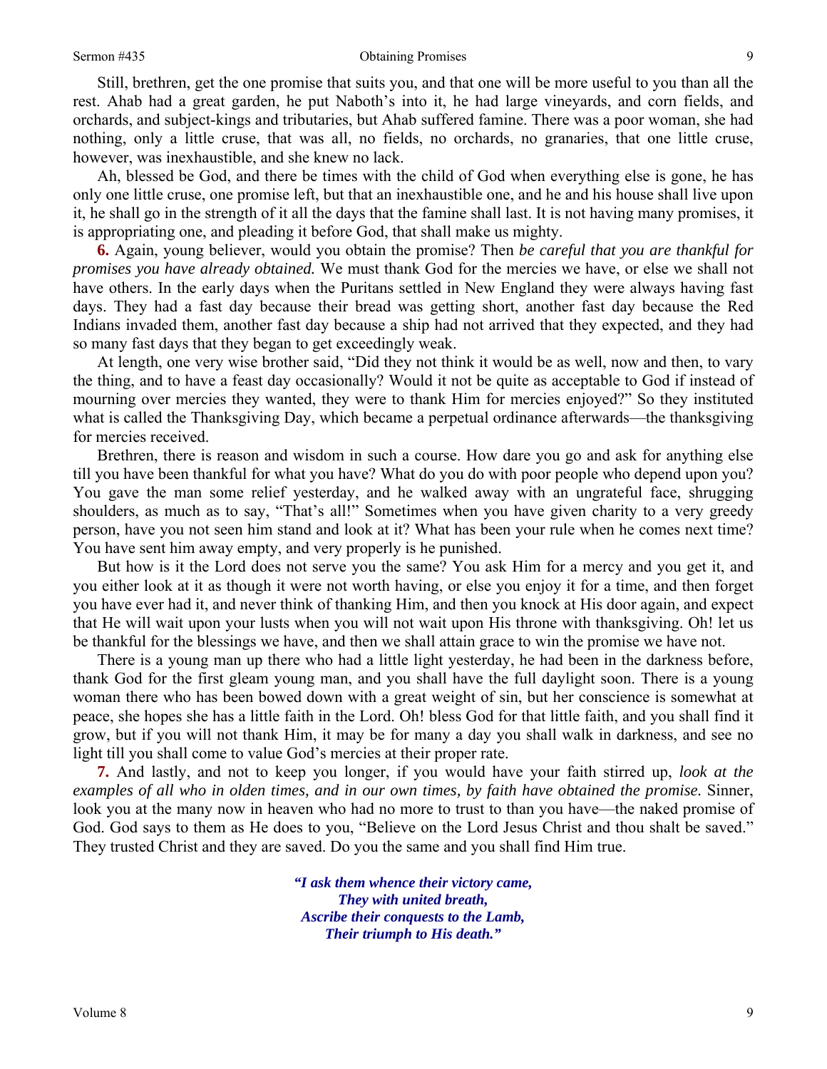Still, brethren, get the one promise that suits you, and that one will be more useful to you than all the rest. Ahab had a great garden, he put Naboth's into it, he had large vineyards, and corn fields, and orchards, and subject-kings and tributaries, but Ahab suffered famine. There was a poor woman, she had nothing, only a little cruse, that was all, no fields, no orchards, no granaries, that one little cruse, however, was inexhaustible, and she knew no lack.

Ah, blessed be God, and there be times with the child of God when everything else is gone, he has only one little cruse, one promise left, but that an inexhaustible one, and he and his house shall live upon it, he shall go in the strength of it all the days that the famine shall last. It is not having many promises, it is appropriating one, and pleading it before God, that shall make us mighty.

**6.** Again, young believer, would you obtain the promise? Then *be careful that you are thankful for promises you have already obtained.* We must thank God for the mercies we have, or else we shall not have others. In the early days when the Puritans settled in New England they were always having fast days. They had a fast day because their bread was getting short, another fast day because the Red Indians invaded them, another fast day because a ship had not arrived that they expected, and they had so many fast days that they began to get exceedingly weak.

At length, one very wise brother said, "Did they not think it would be as well, now and then, to vary the thing, and to have a feast day occasionally? Would it not be quite as acceptable to God if instead of mourning over mercies they wanted, they were to thank Him for mercies enjoyed?" So they instituted what is called the Thanksgiving Day, which became a perpetual ordinance afterwards—the thanksgiving for mercies received.

Brethren, there is reason and wisdom in such a course. How dare you go and ask for anything else till you have been thankful for what you have? What do you do with poor people who depend upon you? You gave the man some relief yesterday, and he walked away with an ungrateful face, shrugging shoulders, as much as to say, "That's all!" Sometimes when you have given charity to a very greedy person, have you not seen him stand and look at it? What has been your rule when he comes next time? You have sent him away empty, and very properly is he punished.

But how is it the Lord does not serve you the same? You ask Him for a mercy and you get it, and you either look at it as though it were not worth having, or else you enjoy it for a time, and then forget you have ever had it, and never think of thanking Him, and then you knock at His door again, and expect that He will wait upon your lusts when you will not wait upon His throne with thanksgiving. Oh! let us be thankful for the blessings we have, and then we shall attain grace to win the promise we have not.

There is a young man up there who had a little light yesterday, he had been in the darkness before, thank God for the first gleam young man, and you shall have the full daylight soon. There is a young woman there who has been bowed down with a great weight of sin, but her conscience is somewhat at peace, she hopes she has a little faith in the Lord. Oh! bless God for that little faith, and you shall find it grow, but if you will not thank Him, it may be for many a day you shall walk in darkness, and see no light till you shall come to value God's mercies at their proper rate.

**7.** And lastly, and not to keep you longer, if you would have your faith stirred up, *look at the examples of all who in olden times, and in our own times, by faith have obtained the promise.* Sinner, look you at the many now in heaven who had no more to trust to than you have—the naked promise of God. God says to them as He does to you, "Believe on the Lord Jesus Christ and thou shalt be saved." They trusted Christ and they are saved. Do you the same and you shall find Him true.

***"I ask them whence their victory came,***
***They with united breath,***
***Ascribe their conquests to the Lamb,***
***Their triumph to His death."***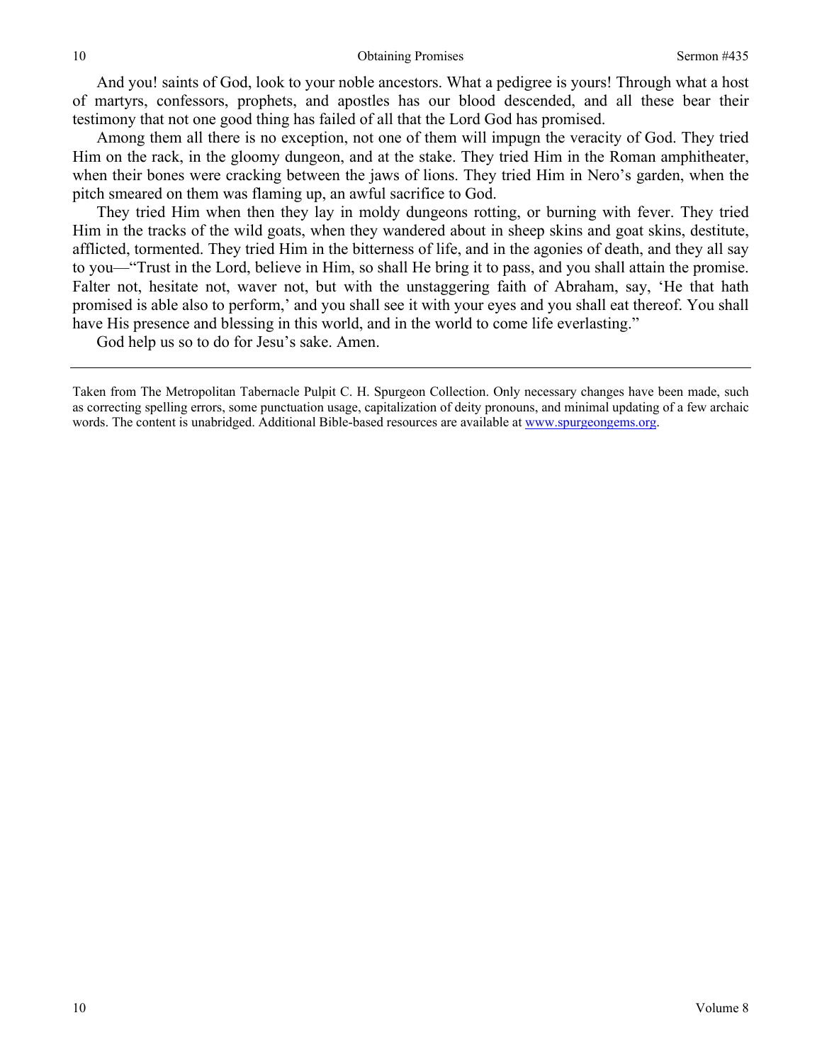And you! saints of God, look to your noble ancestors. What a pedigree is yours! Through what a host of martyrs, confessors, prophets, and apostles has our blood descended, and all these bear their testimony that not one good thing has failed of all that the Lord God has promised.

Among them all there is no exception, not one of them will impugn the veracity of God. They tried Him on the rack, in the gloomy dungeon, and at the stake. They tried Him in the Roman amphitheater, when their bones were cracking between the jaws of lions. They tried Him in Nero's garden, when the pitch smeared on them was flaming up, an awful sacrifice to God.

They tried Him when then they lay in moldy dungeons rotting, or burning with fever. They tried Him in the tracks of the wild goats, when they wandered about in sheep skins and goat skins, destitute, afflicted, tormented. They tried Him in the bitterness of life, and in the agonies of death, and they all say to you—"Trust in the Lord, believe in Him, so shall He bring it to pass, and you shall attain the promise. Falter not, hesitate not, waver not, but with the unstaggering faith of Abraham, say, 'He that hath promised is able also to perform,' and you shall see it with your eyes and you shall eat thereof. You shall have His presence and blessing in this world, and in the world to come life everlasting."

God help us so to do for Jesu's sake. Amen.

---

Taken from The Metropolitan Tabernacle Pulpit C. H. Spurgeon Collection. Only necessary changes have been made, such as correcting spelling errors, some punctuation usage, capitalization of deity pronouns, and minimal updating of a few archaic words. The content is unabridged. Additional Bible-based resources are available at www.spurgeongems.org.